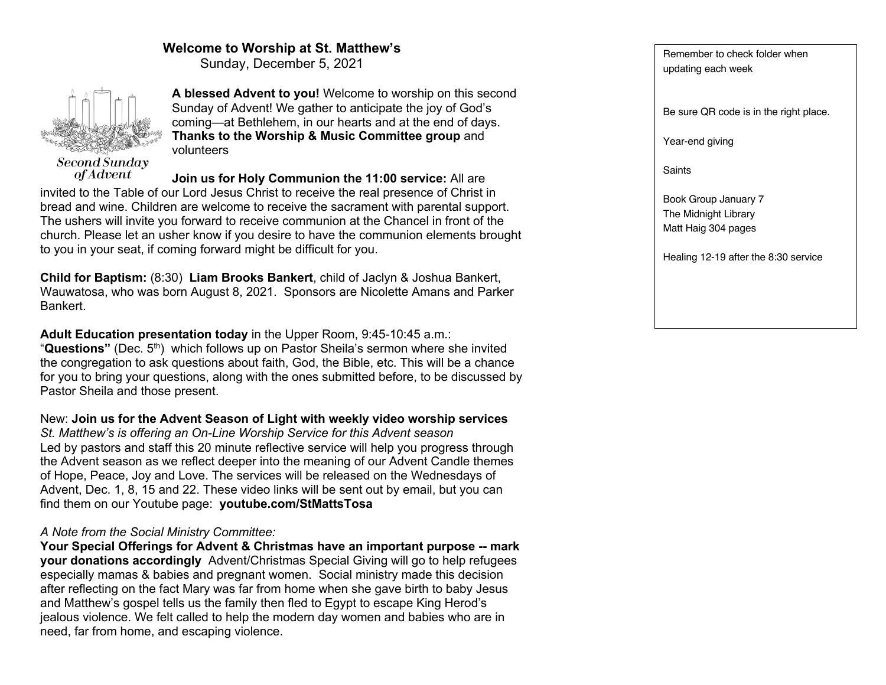# Welcome to Worship at St. Matthew's

Sunday, December 5, 2021

Second Sunday of Advent

**A blessed Advent to you!** Welcome to worship on this second Sunday of Advent! We gather to anticipate the joy of God's coming—at Bethlehem, in our hearts and at the end of days. **Thanks to the Worship & Music Committee group** and volunteers

**Join us for Holy Communion the 11:00 service:** All are invited to the Table of our Lord Jesus Christ to receive the real presence of Christ in bread and wine. Children are welcome to receive the sacrament with parental support. The ushers will invite you forward to receive communion at the Chancel in front of the church. Please let an usher know if you desire to have the communion elements brought to you in your seat, if coming forward might be difficult for you.

**Child for Baptism:** (8:30) **Liam Brooks Bankert**, child of Jaclyn & Joshua Bankert, Wauwatosa, who was born August 8, 2021. Sponsors are Nicolette Amans and Parker Bankert.

**Adult Education presentation today** in the Upper Room, 9:45-10:45 a.m.: "**Questions"** (Dec. 5th) which follows up on Pastor Sheila's sermon where she invited the congregation to ask questions about faith, God, the Bible, etc. This will be a chance for you to bring your questions, along with the ones submitted before, to be discussed by Pastor Sheila and those present.

New: **Join us for the Advent Season of Light with weekly video worship services**
*St. Matthew's is offering an On-Line Worship Service for this Advent season*
Led by pastors and staff this 20 minute reflective service will help you progress through the Advent season as we reflect deeper into the meaning of our Advent Candle themes of Hope, Peace, Joy and Love. The services will be released on the Wednesdays of Advent, Dec. 1, 8, 15 and 22. These video links will be sent out by email, but you can find them on our Youtube page: **youtube.com/StMattsTosa**

*A Note from the Social Ministry Committee:*
**Your Special Offerings for Advent & Christmas have an important purpose -- mark your donations accordingly** Advent/Christmas Special Giving will go to help refugees especially mamas & babies and pregnant women. Social ministry made this decision after reflecting on the fact Mary was far from home when she gave birth to baby Jesus and Matthew's gospel tells us the family then fled to Egypt to escape King Herod's jealous violence. We felt called to help the modern day women and babies who are in need, far from home, and escaping violence.

Remember to check folder when updating each week

Be sure QR code is in the right place.

Year-end giving

Saints

Book Group January 7
The Midnight Library
Matt Haig 304 pages

Healing 12-19 after the 8:30 service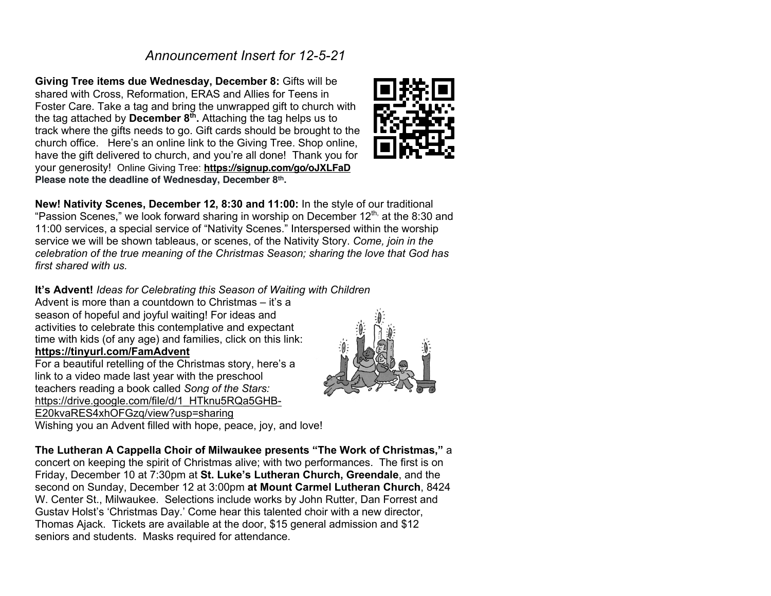*Announcement Insert for 12-5-21*

**Giving Tree items due Wednesday, December 8:** Gifts will be shared with Cross, Reformation, ERAS and Allies for Teens in Foster Care. Take a tag and bring the unwrapped gift to church with the tag attached by **December 8th.** Attaching the tag helps us to track where the gifts needs to go. Gift cards should be brought to the church office. Here's an online link to the Giving Tree. Shop online, have the gift delivered to church, and you're all done! Thank you for your generosity! Online Giving Tree: **https://signup.com/go/oJXLFaD**
**Please note the deadline of Wednesday, December 8th.**

**New! Nativity Scenes, December 12, 8:30 and 11:00:** In the style of our traditional "Passion Scenes," we look forward sharing in worship on December 12th, at the 8:30 and 11:00 services, a special service of "Nativity Scenes." Interspersed within the worship service we will be shown tableaus, or scenes, of the Nativity Story. *Come, join in the celebration of the true meaning of the Christmas Season; sharing the love that God has first shared with us.*

**It's Advent!** *Ideas for Celebrating this Season of Waiting with Children*
Advent is more than a countdown to Christmas – it's a season of hopeful and joyful waiting! For ideas and activities to celebrate this contemplative and expectant time with kids (of any age) and families, click on this link:
**https://tinyurl.com/FamAdvent**
For a beautiful retelling of the Christmas story, here's a link to a video made last year with the preschool teachers reading a book called *Song of the Stars:*
https://drive.google.com/file/d/1_HTknu5RQa5GHB-E20kvaRES4xhOFGzq/view?usp=sharing
Wishing you an Advent filled with hope, peace, joy, and love!

**The Lutheran A Cappella Choir of Milwaukee presents "The Work of Christmas,"** a concert on keeping the spirit of Christmas alive; with two performances. The first is on Friday, December 10 at 7:30pm at **St. Luke's Lutheran Church, Greendale**, and the second on Sunday, December 12 at 3:00pm **at Mount Carmel Lutheran Church**, 8424 W. Center St., Milwaukee. Selections include works by John Rutter, Dan Forrest and Gustav Holst's 'Christmas Day.' Come hear this talented choir with a new director, Thomas Ajack. Tickets are available at the door, $15 general admission and $12 seniors and students. Masks required for attendance.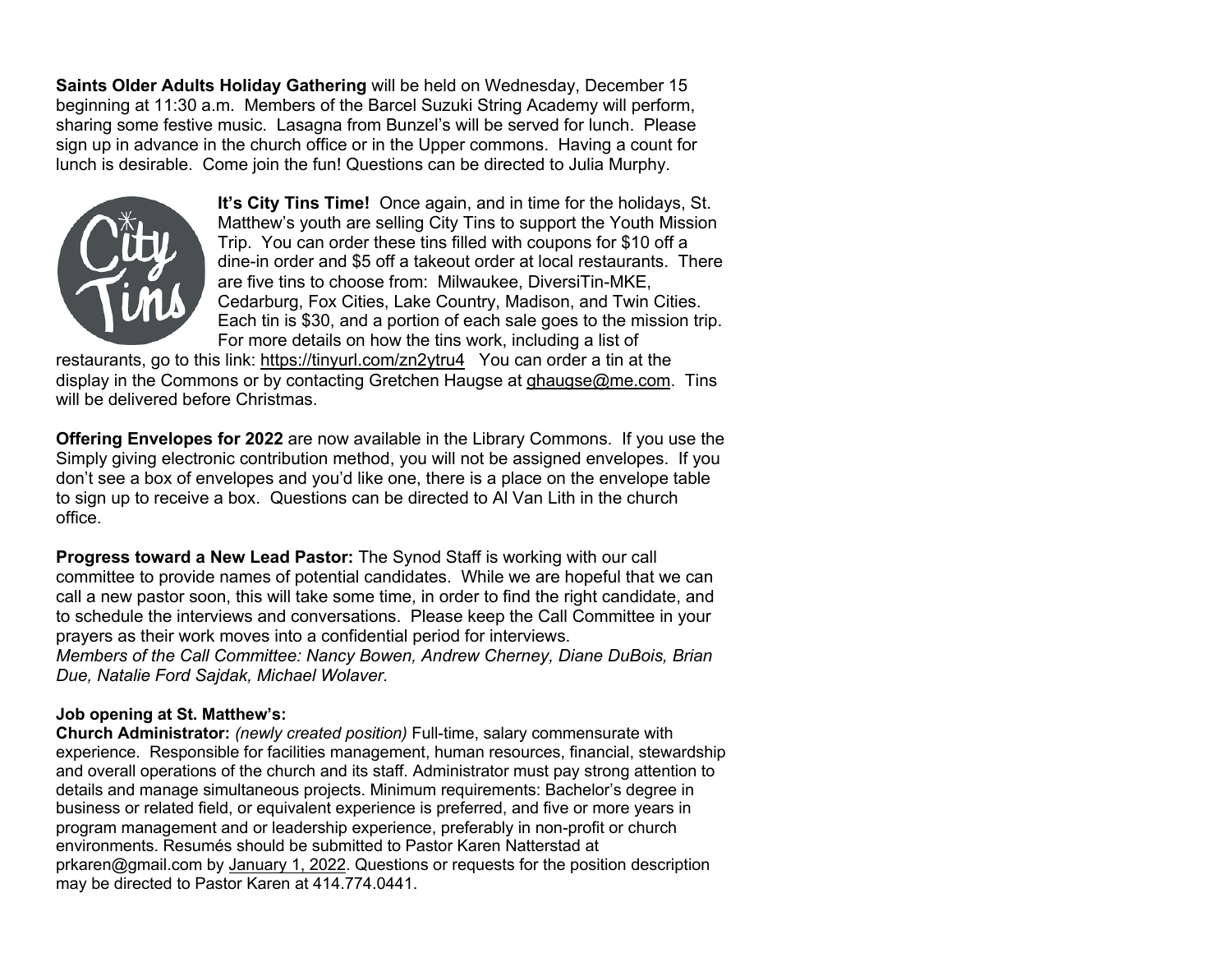**Saints Older Adults Holiday Gathering** will be held on Wednesday, December 15 beginning at 11:30 a.m. Members of the Barcel Suzuki String Academy will perform, sharing some festive music. Lasagna from Bunzel's will be served for lunch. Please sign up in advance in the church office or in the Upper commons. Having a count for lunch is desirable. Come join the fun! Questions can be directed to Julia Murphy.

**It's City Tins Time!** Once again, and in time for the holidays, St. Matthew's youth are selling City Tins to support the Youth Mission Trip. You can order these tins filled with coupons for $10 off a dine-in order and $5 off a takeout order at local restaurants. There are five tins to choose from: Milwaukee, DiversiTin-MKE, Cedarburg, Fox Cities, Lake Country, Madison, and Twin Cities. Each tin is $30, and a portion of each sale goes to the mission trip. For more details on how the tins work, including a list of restaurants, go to this link: https://tinyurl.com/zn2ytru4 You can order a tin at the display in the Commons or by contacting Gretchen Haugse at ghaugse@me.com. Tins will be delivered before Christmas.

**Offering Envelopes for 2022** are now available in the Library Commons. If you use the Simply giving electronic contribution method, you will not be assigned envelopes. If you don't see a box of envelopes and you'd like one, there is a place on the envelope table to sign up to receive a box. Questions can be directed to Al Van Lith in the church office.

**Progress toward a New Lead Pastor:** The Synod Staff is working with our call committee to provide names of potential candidates. While we are hopeful that we can call a new pastor soon, this will take some time, in order to find the right candidate, and to schedule the interviews and conversations. Please keep the Call Committee in your prayers as their work moves into a confidential period for interviews.
*Members of the Call Committee: Nancy Bowen, Andrew Cherney, Diane DuBois, Brian Due, Natalie Ford Sajdak, Michael Wolaver.*

**Job opening at St. Matthew's:**
**Church Administrator:** *(newly created position)* Full-time, salary commensurate with experience. Responsible for facilities management, human resources, financial, stewardship and overall operations of the church and its staff. Administrator must pay strong attention to details and manage simultaneous projects. Minimum requirements: Bachelor's degree in business or related field, or equivalent experience is preferred, and five or more years in program management and or leadership experience, preferably in non-profit or church environments. Resumés should be submitted to Pastor Karen Natterstad at prkaren@gmail.com by January 1, 2022. Questions or requests for the position description may be directed to Pastor Karen at 414.774.0441.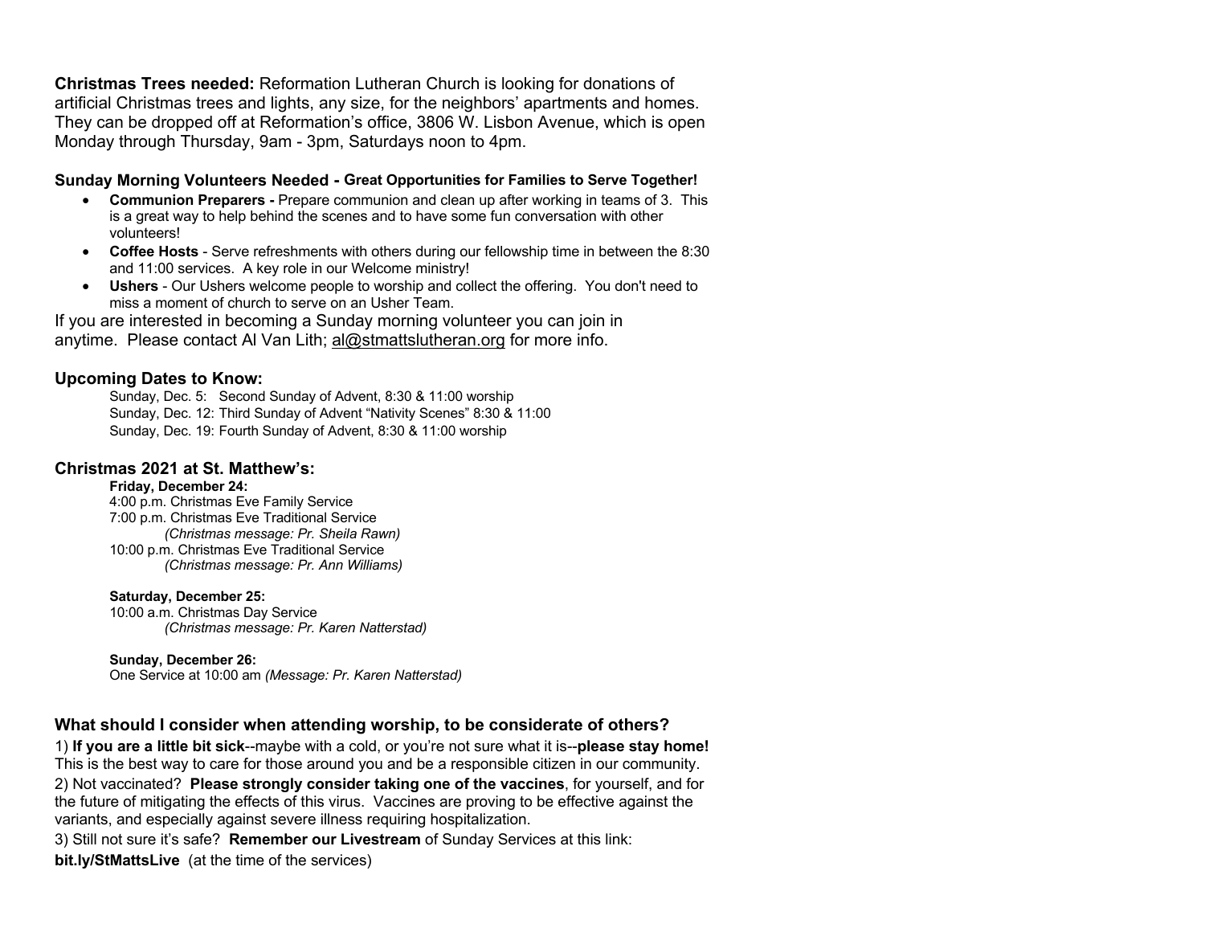**Christmas Trees needed:** Reformation Lutheran Church is looking for donations of artificial Christmas trees and lights, any size, for the neighbors' apartments and homes. They can be dropped off at Reformation's office, 3806 W. Lisbon Avenue, which is open Monday through Thursday, 9am - 3pm, Saturdays noon to 4pm.

### Sunday Morning Volunteers Needed - Great Opportunities for Families to Serve Together!

- **Communion Preparers -** Prepare communion and clean up after working in teams of 3. This is a great way to help behind the scenes and to have some fun conversation with other volunteers!
- **Coffee Hosts** - Serve refreshments with others during our fellowship time in between the 8:30 and 11:00 services. A key role in our Welcome ministry!
- **Ushers** - Our Ushers welcome people to worship and collect the offering. You don't need to miss a moment of church to serve on an Usher Team.

If you are interested in becoming a Sunday morning volunteer you can join in anytime. Please contact Al Van Lith; al@stmattslutheran.org for more info.

### Upcoming Dates to Know:

Sunday, Dec. 5: Second Sunday of Advent, 8:30 & 11:00 worship
Sunday, Dec. 12: Third Sunday of Advent "Nativity Scenes" 8:30 & 11:00
Sunday, Dec. 19: Fourth Sunday of Advent, 8:30 & 11:00 worship

### Christmas 2021 at St. Matthew's:

**Friday, December 24:**
4:00 p.m. Christmas Eve Family Service
7:00 p.m. Christmas Eve Traditional Service
*(Christmas message: Pr. Sheila Rawn)*
10:00 p.m. Christmas Eve Traditional Service
*(Christmas message: Pr. Ann Williams)*

**Saturday, December 25:**
10:00 a.m. Christmas Day Service
*(Christmas message: Pr. Karen Natterstad)*

**Sunday, December 26:**
One Service at 10:00 am *(Message: Pr. Karen Natterstad)*

### What should I consider when attending worship, to be considerate of others?

1) **If you are a little bit sick**--maybe with a cold, or you're not sure what it is--**please stay home!** This is the best way to care for those around you and be a responsible citizen in our community.

2) Not vaccinated? **Please strongly consider taking one of the vaccines**, for yourself, and for the future of mitigating the effects of this virus. Vaccines are proving to be effective against the variants, and especially against severe illness requiring hospitalization.

3) Still not sure it's safe? **Remember our Livestream** of Sunday Services at this link:

**bit.ly/StMattsLive** (at the time of the services)